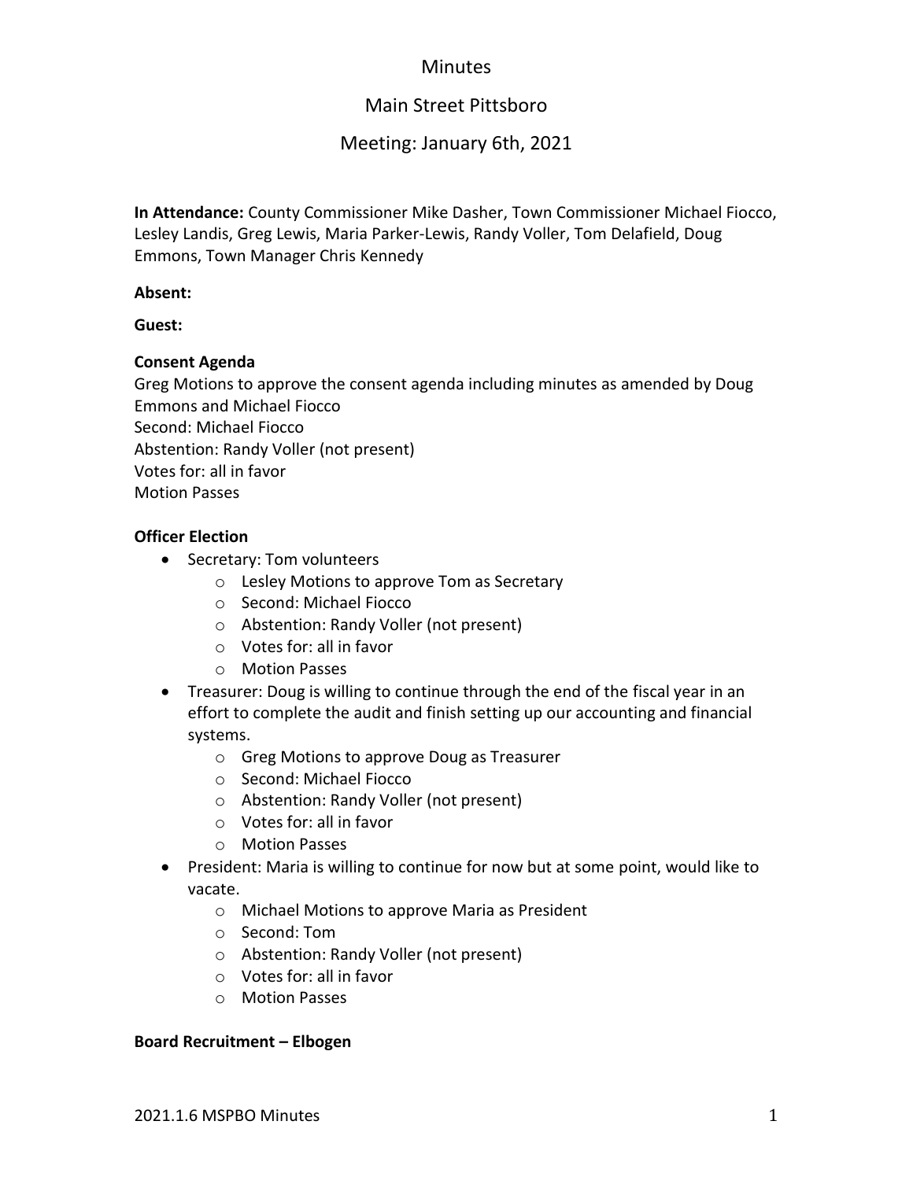# Minutes

## Main Street Pittsboro

## Meeting: January 6th, 2021

**In Attendance:** County Commissioner Mike Dasher, Town Commissioner Michael Fiocco, Lesley Landis, Greg Lewis, Maria Parker-Lewis, Randy Voller, Tom Delafield, Doug Emmons, Town Manager Chris Kennedy

**Absent:**

**Guest:**

**Consent Agenda**

Greg Motions to approve the consent agenda including minutes as amended by Doug Emmons and Michael Fiocco
Second: Michael Fiocco
Abstention: Randy Voller (not present)
Votes for: all in favor
Motion Passes

**Officer Election**

- Secretary: Tom volunteers
  - Lesley Motions to approve Tom as Secretary
  - Second: Michael Fiocco
  - Abstention: Randy Voller (not present)
  - Votes for: all in favor
  - Motion Passes
- Treasurer: Doug is willing to continue through the end of the fiscal year in an effort to complete the audit and finish setting up our accounting and financial systems.
  - Greg Motions to approve Doug as Treasurer
  - Second: Michael Fiocco
  - Abstention: Randy Voller (not present)
  - Votes for: all in favor
  - Motion Passes
- President: Maria is willing to continue for now but at some point, would like to vacate.
  - Michael Motions to approve Maria as President
  - Second: Tom
  - Abstention: Randy Voller (not present)
  - Votes for: all in favor
  - Motion Passes

**Board Recruitment – Elbogen**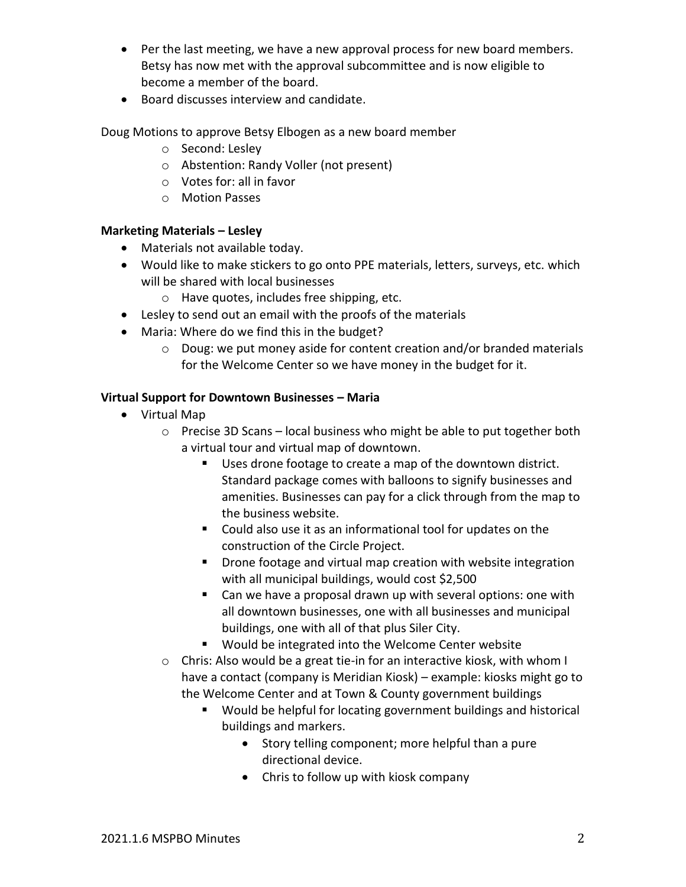- Per the last meeting, we have a new approval process for new board members. Betsy has now met with the approval subcommittee and is now eligible to become a member of the board.
- Board discusses interview and candidate.

Doug Motions to approve Betsy Elbogen as a new board member

- Second: Lesley
- Abstention: Randy Voller (not present)
- Votes for: all in favor
- Motion Passes

**Marketing Materials – Lesley**

- Materials not available today.
- Would like to make stickers to go onto PPE materials, letters, surveys, etc. which will be shared with local businesses
  - Have quotes, includes free shipping, etc.
- Lesley to send out an email with the proofs of the materials
- Maria: Where do we find this in the budget?
  - Doug: we put money aside for content creation and/or branded materials for the Welcome Center so we have money in the budget for it.

**Virtual Support for Downtown Businesses – Maria**

- Virtual Map
  - Precise 3D Scans – local business who might be able to put together both a virtual tour and virtual map of downtown.
    - Uses drone footage to create a map of the downtown district. Standard package comes with balloons to signify businesses and amenities. Businesses can pay for a click through from the map to the business website.
    - Could also use it as an informational tool for updates on the construction of the Circle Project.
    - Drone footage and virtual map creation with website integration with all municipal buildings, would cost $2,500
    - Can we have a proposal drawn up with several options: one with all downtown businesses, one with all businesses and municipal buildings, one with all of that plus Siler City.
    - Would be integrated into the Welcome Center website
  - Chris: Also would be a great tie-in for an interactive kiosk, with whom I have a contact (company is Meridian Kiosk) – example: kiosks might go to the Welcome Center and at Town & County government buildings
    - Would be helpful for locating government buildings and historical buildings and markers.
      - Story telling component; more helpful than a pure directional device.
      - Chris to follow up with kiosk company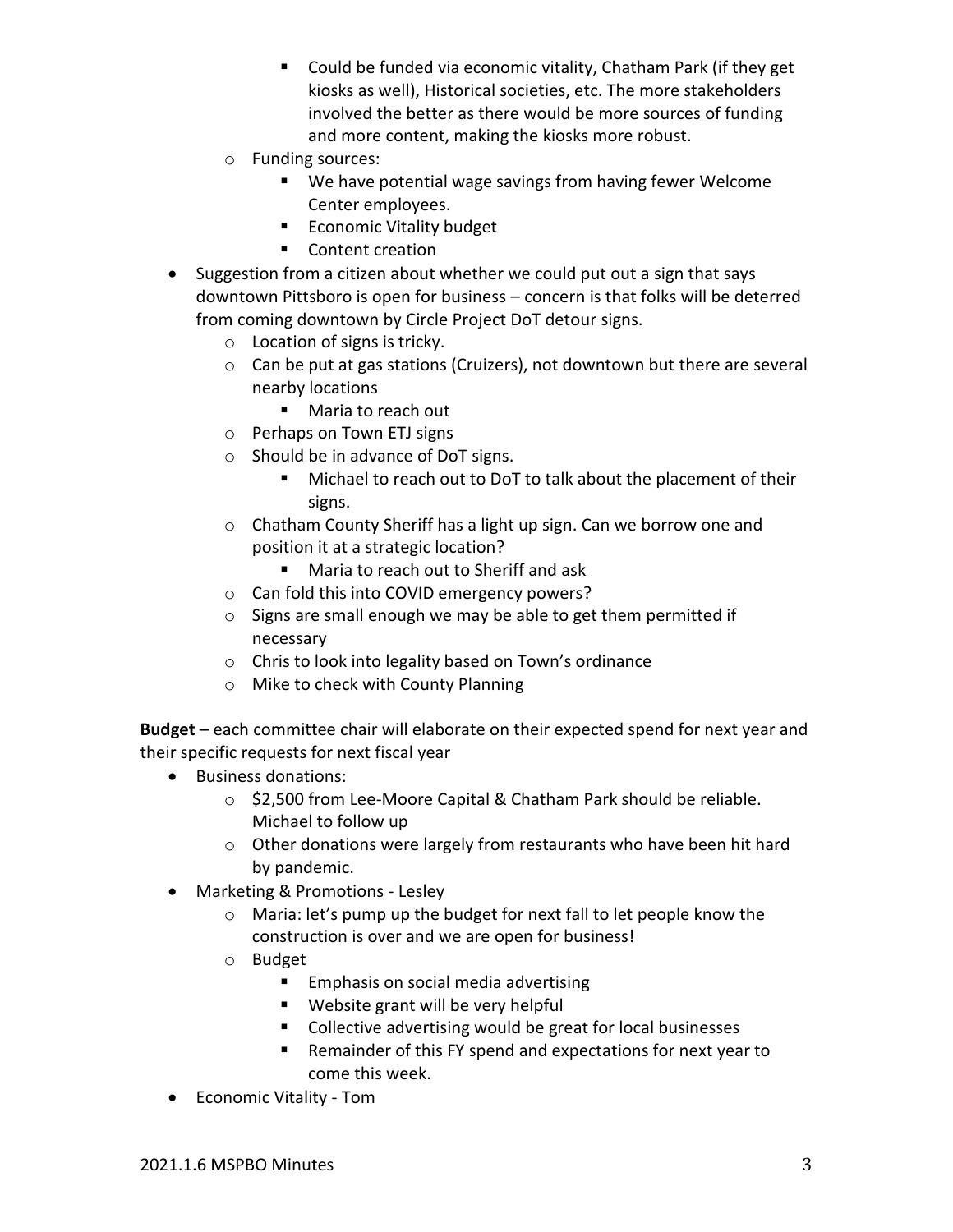- Could be funded via economic vitality, Chatham Park (if they get kiosks as well), Historical societies, etc. The more stakeholders involved the better as there would be more sources of funding and more content, making the kiosks more robust.
  - Funding sources:
    - We have potential wage savings from having fewer Welcome Center employees.
    - Economic Vitality budget
    - Content creation
- Suggestion from a citizen about whether we could put out a sign that says downtown Pittsboro is open for business – concern is that folks will be deterred from coming downtown by Circle Project DoT detour signs.
  - Location of signs is tricky.
  - Can be put at gas stations (Cruizers), not downtown but there are several nearby locations
    - Maria to reach out
  - Perhaps on Town ETJ signs
  - Should be in advance of DoT signs.
    - Michael to reach out to DoT to talk about the placement of their signs.
  - Chatham County Sheriff has a light up sign. Can we borrow one and position it at a strategic location?
    - Maria to reach out to Sheriff and ask
  - Can fold this into COVID emergency powers?
  - Signs are small enough we may be able to get them permitted if necessary
  - Chris to look into legality based on Town's ordinance
  - Mike to check with County Planning

**Budget** – each committee chair will elaborate on their expected spend for next year and their specific requests for next fiscal year

- Business donations:
  - $2,500 from Lee-Moore Capital & Chatham Park should be reliable. Michael to follow up
  - Other donations were largely from restaurants who have been hit hard by pandemic.
- Marketing & Promotions - Lesley
  - Maria: let's pump up the budget for next fall to let people know the construction is over and we are open for business!
  - Budget
    - Emphasis on social media advertising
    - Website grant will be very helpful
    - Collective advertising would be great for local businesses
    - Remainder of this FY spend and expectations for next year to come this week.
- Economic Vitality - Tom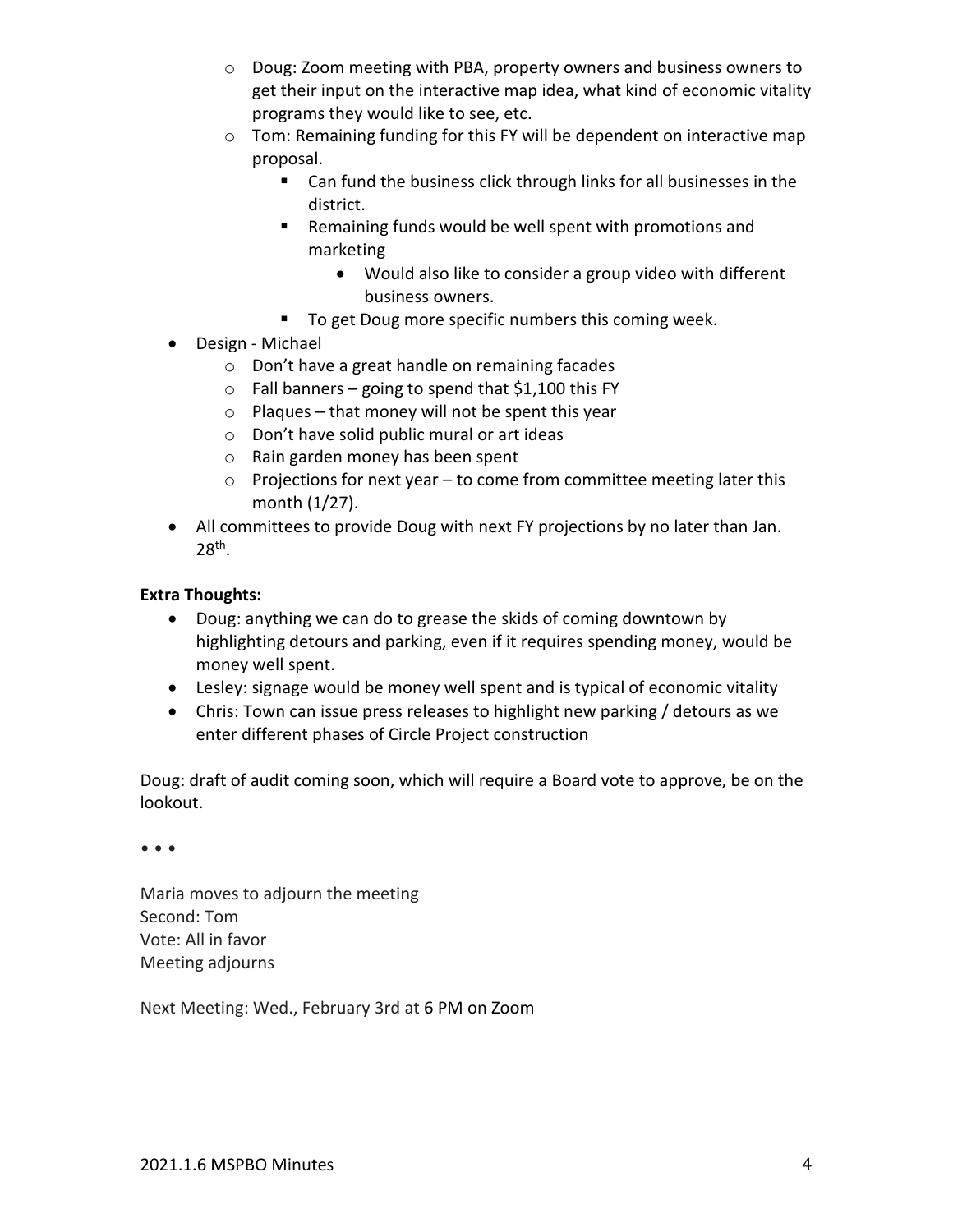- Doug: Zoom meeting with PBA, property owners and business owners to get their input on the interactive map idea, what kind of economic vitality programs they would like to see, etc.
  - Tom: Remaining funding for this FY will be dependent on interactive map proposal.
    - Can fund the business click through links for all businesses in the district.
    - Remaining funds would be well spent with promotions and marketing
      - Would also like to consider a group video with different business owners.
    - To get Doug more specific numbers this coming week.
- Design - Michael
  - Don't have a great handle on remaining facades
  - Fall banners – going to spend that $1,100 this FY
  - Plaques – that money will not be spent this year
  - Don't have solid public mural or art ideas
  - Rain garden money has been spent
  - Projections for next year – to come from committee meeting later this month (1/27).
- All committees to provide Doug with next FY projections by no later than Jan. 28th.

**Extra Thoughts:**

- Doug: anything we can do to grease the skids of coming downtown by highlighting detours and parking, even if it requires spending money, would be money well spent.
- Lesley: signage would be money well spent and is typical of economic vitality
- Chris: Town can issue press releases to highlight new parking / detours as we enter different phases of Circle Project construction

Doug: draft of audit coming soon, which will require a Board vote to approve, be on the lookout.

• • •

Maria moves to adjourn the meeting
Second: Tom
Vote: All in favor
Meeting adjourns

Next Meeting: Wed., February 3rd at 6 PM on Zoom